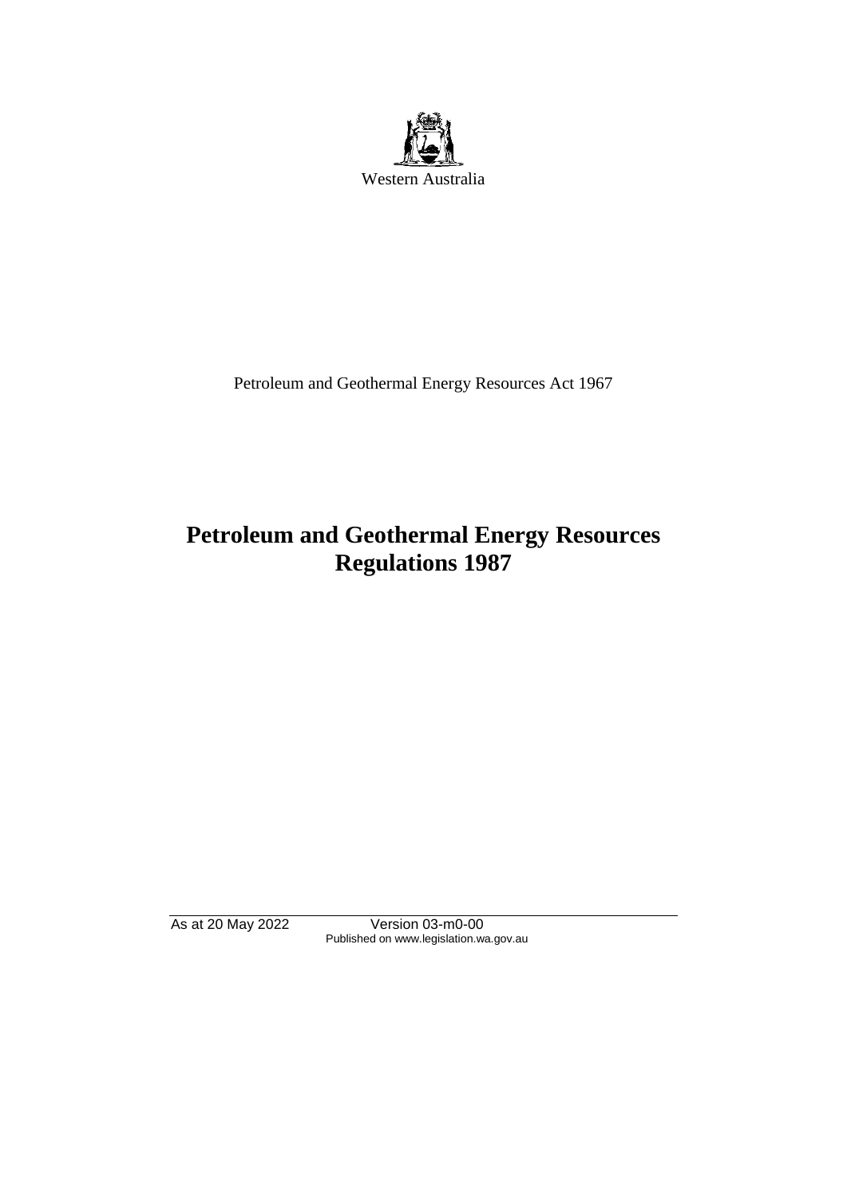Western Australia

Petroleum and Geothermal Energy Resources Act 1967

# Petroleum and Geothermal Energy Resources Regulations 1987

As at 20 May 2022 Version 03-m0-00
Published on www.legislation.wa.gov.au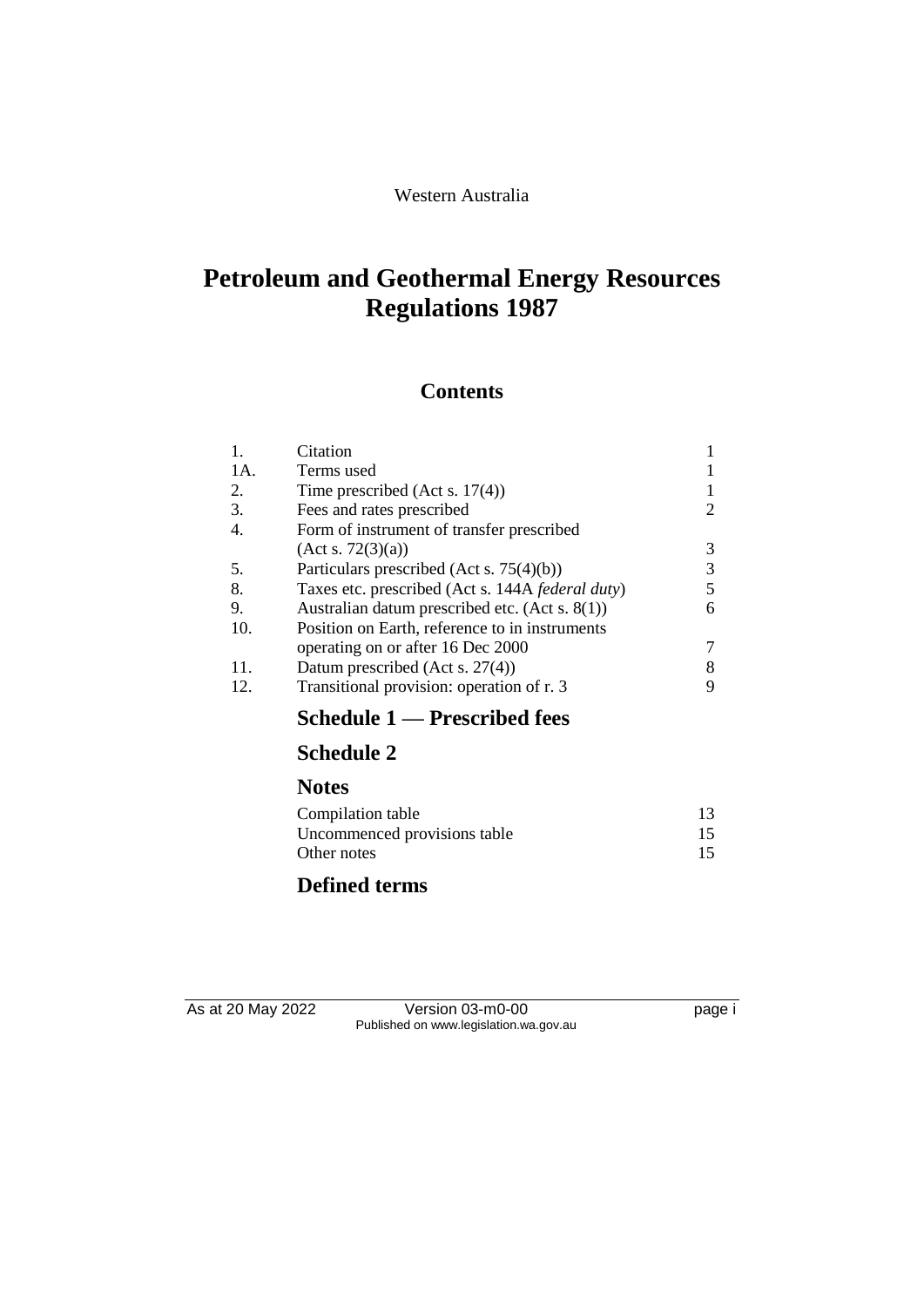Western Australia

# Petroleum and Geothermal Energy Resources Regulations 1987

## Contents

| | | |
|---|---|---|
| 1. | Citation | 1 |
| 1A. | Terms used | 1 |
| 2. | Time prescribed (Act s. 17(4)) | 1 |
| 3. | Fees and rates prescribed | 2 |
| 4. | Form of instrument of transfer prescribed (Act s. 72(3)(a)) | 3 |
| 5. | Particulars prescribed (Act s. 75(4)(b)) | 3 |
| 8. | Taxes etc. prescribed (Act s. 144A *federal duty*) | 5 |
| 9. | Australian datum prescribed etc. (Act s. 8(1)) | 6 |
| 10. | Position on Earth, reference to in instruments operating on or after 16 Dec 2000 | 7 |
| 11. | Datum prescribed (Act s. 27(4)) | 8 |
| 12. | Transitional provision: operation of r. 3 | 9 |

### Schedule 1 — Prescribed fees

### Schedule 2

### Notes

| | |
|---|---|
| Compilation table | 13 |
| Uncommenced provisions table | 15 |
| Other notes | 15 |

### Defined terms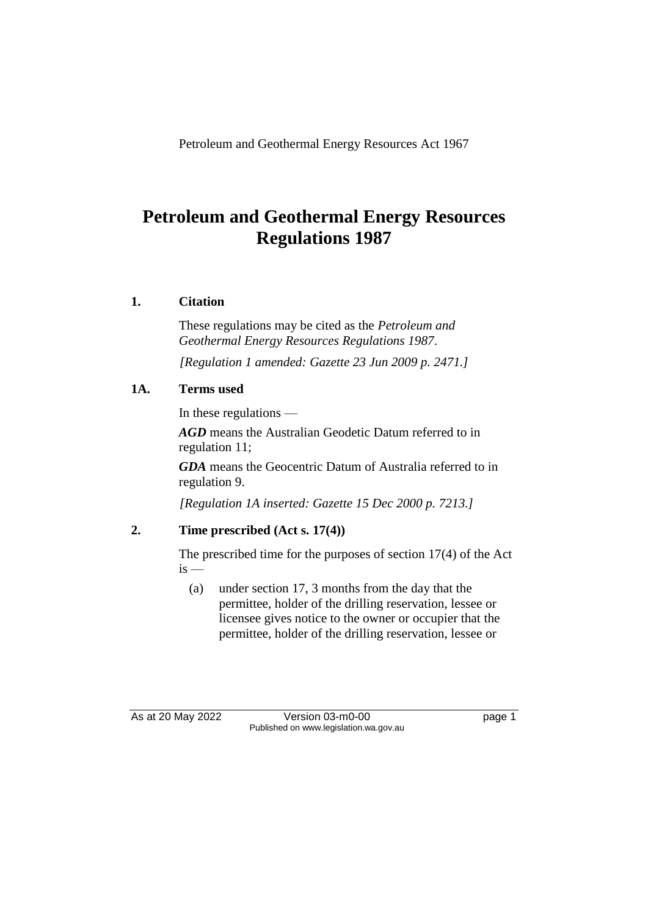Petroleum and Geothermal Energy Resources Act 1967

# Petroleum and Geothermal Energy Resources Regulations 1987

## 1. Citation

These regulations may be cited as the *Petroleum and Geothermal Energy Resources Regulations 1987*.

*[Regulation 1 amended: Gazette 23 Jun 2009 p. 2471.]*

## 1A. Terms used

In these regulations —

***AGD*** means the Australian Geodetic Datum referred to in regulation 11;

***GDA*** means the Geocentric Datum of Australia referred to in regulation 9.

*[Regulation 1A inserted: Gazette 15 Dec 2000 p. 7213.]*

## 2. Time prescribed (Act s. 17(4))

The prescribed time for the purposes of section 17(4) of the Act is —

(a) under section 17, 3 months from the day that the permittee, holder of the drilling reservation, lessee or licensee gives notice to the owner or occupier that the permittee, holder of the drilling reservation, lessee or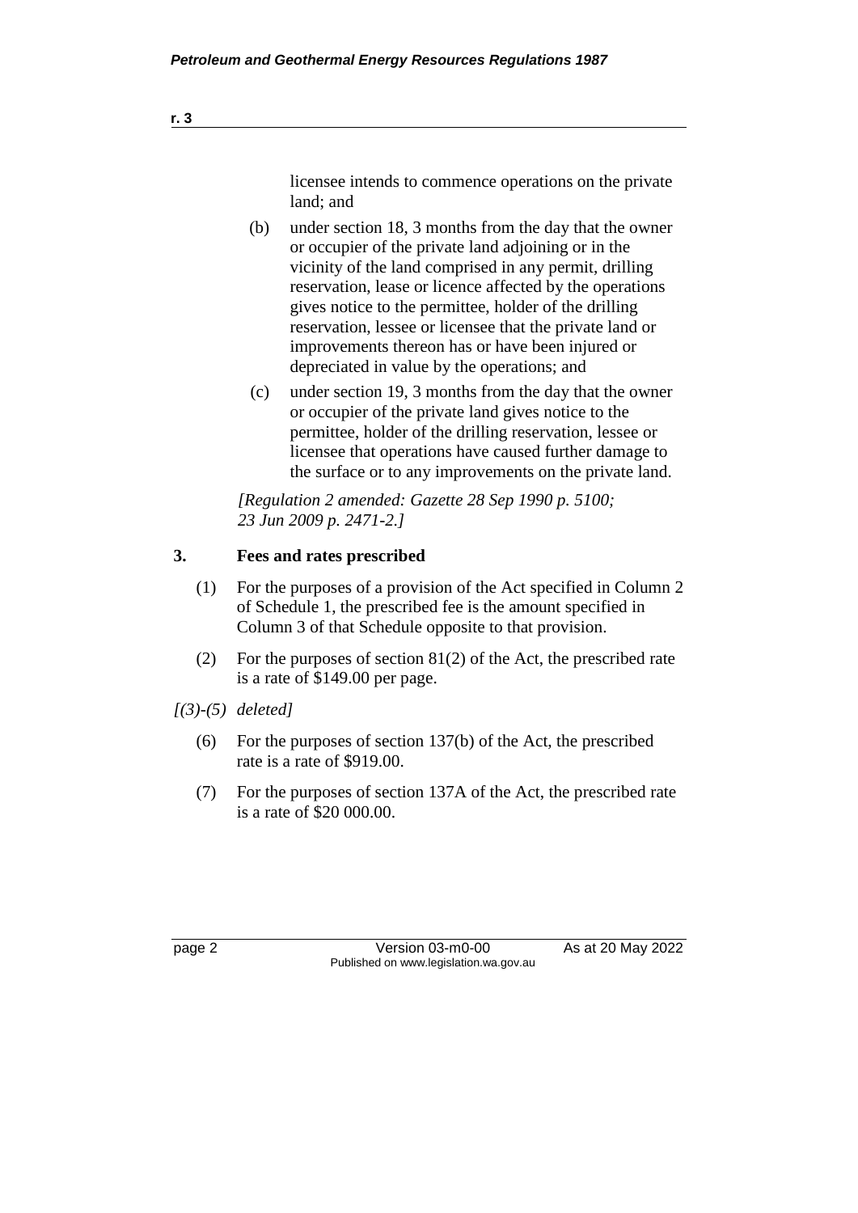licensee intends to commence operations on the private land; and

(b) under section 18, 3 months from the day that the owner or occupier of the private land adjoining or in the vicinity of the land comprised in any permit, drilling reservation, lease or licence affected by the operations gives notice to the permittee, holder of the drilling reservation, lessee or licensee that the private land or improvements thereon has or have been injured or depreciated in value by the operations; and

(c) under section 19, 3 months from the day that the owner or occupier of the private land gives notice to the permittee, holder of the drilling reservation, lessee or licensee that operations have caused further damage to the surface or to any improvements on the private land.

*[Regulation 2 amended: Gazette 28 Sep 1990 p. 5100; 23 Jun 2009 p. 2471-2.]*

## 3. Fees and rates prescribed

(1) For the purposes of a provision of the Act specified in Column 2 of Schedule 1, the prescribed fee is the amount specified in Column 3 of that Schedule opposite to that provision.

(2) For the purposes of section 81(2) of the Act, the prescribed rate is a rate of $149.00 per page.

*[(3)-(5) deleted]*

(6) For the purposes of section 137(b) of the Act, the prescribed rate is a rate of $919.00.

(7) For the purposes of section 137A of the Act, the prescribed rate is a rate of $20 000.00.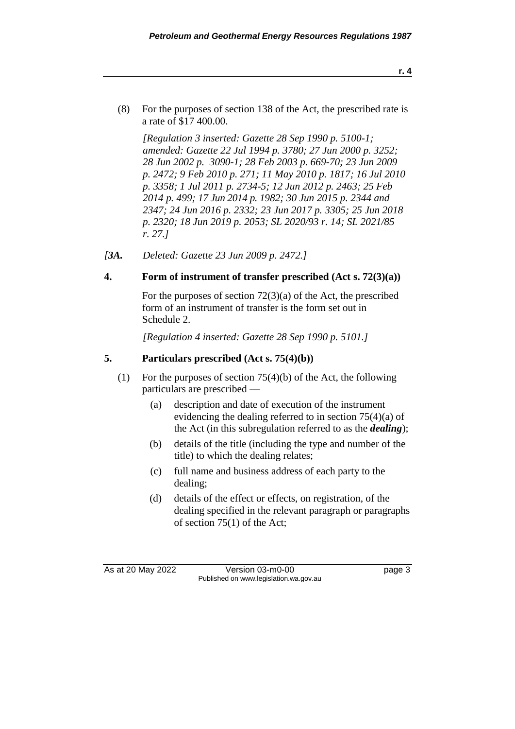(8) For the purposes of section 138 of the Act, the prescribed rate is a rate of $17 400.00.

*[Regulation 3 inserted: Gazette 28 Sep 1990 p. 5100-1; amended: Gazette 22 Jul 1994 p. 3780; 27 Jun 2000 p. 3252; 28 Jun 2002 p. 3090-1; 28 Feb 2003 p. 669-70; 23 Jun 2009 p. 2472; 9 Feb 2010 p. 271; 11 May 2010 p. 1817; 16 Jul 2010 p. 3358; 1 Jul 2011 p. 2734-5; 12 Jun 2012 p. 2463; 25 Feb 2014 p. 499; 17 Jun 2014 p. 1982; 30 Jun 2015 p. 2344 and 2347; 24 Jun 2016 p. 2332; 23 Jun 2017 p. 3305; 25 Jun 2018 p. 2320; 18 Jun 2019 p. 2053; SL 2020/93 r. 14; SL 2021/85 r. 27.]*

*[3A. Deleted: Gazette 23 Jun 2009 p. 2472.]*

### 4. Form of instrument of transfer prescribed (Act s. 72(3)(a))

For the purposes of section 72(3)(a) of the Act, the prescribed form of an instrument of transfer is the form set out in Schedule 2.

*[Regulation 4 inserted: Gazette 28 Sep 1990 p. 5101.]*

### 5. Particulars prescribed (Act s. 75(4)(b))

(1) For the purposes of section 75(4)(b) of the Act, the following particulars are prescribed —

(a) description and date of execution of the instrument evidencing the dealing referred to in section 75(4)(a) of the Act (in this subregulation referred to as the ***dealing***);

(b) details of the title (including the type and number of the title) to which the dealing relates;

(c) full name and business address of each party to the dealing;

(d) details of the effect or effects, on registration, of the dealing specified in the relevant paragraph or paragraphs of section 75(1) of the Act;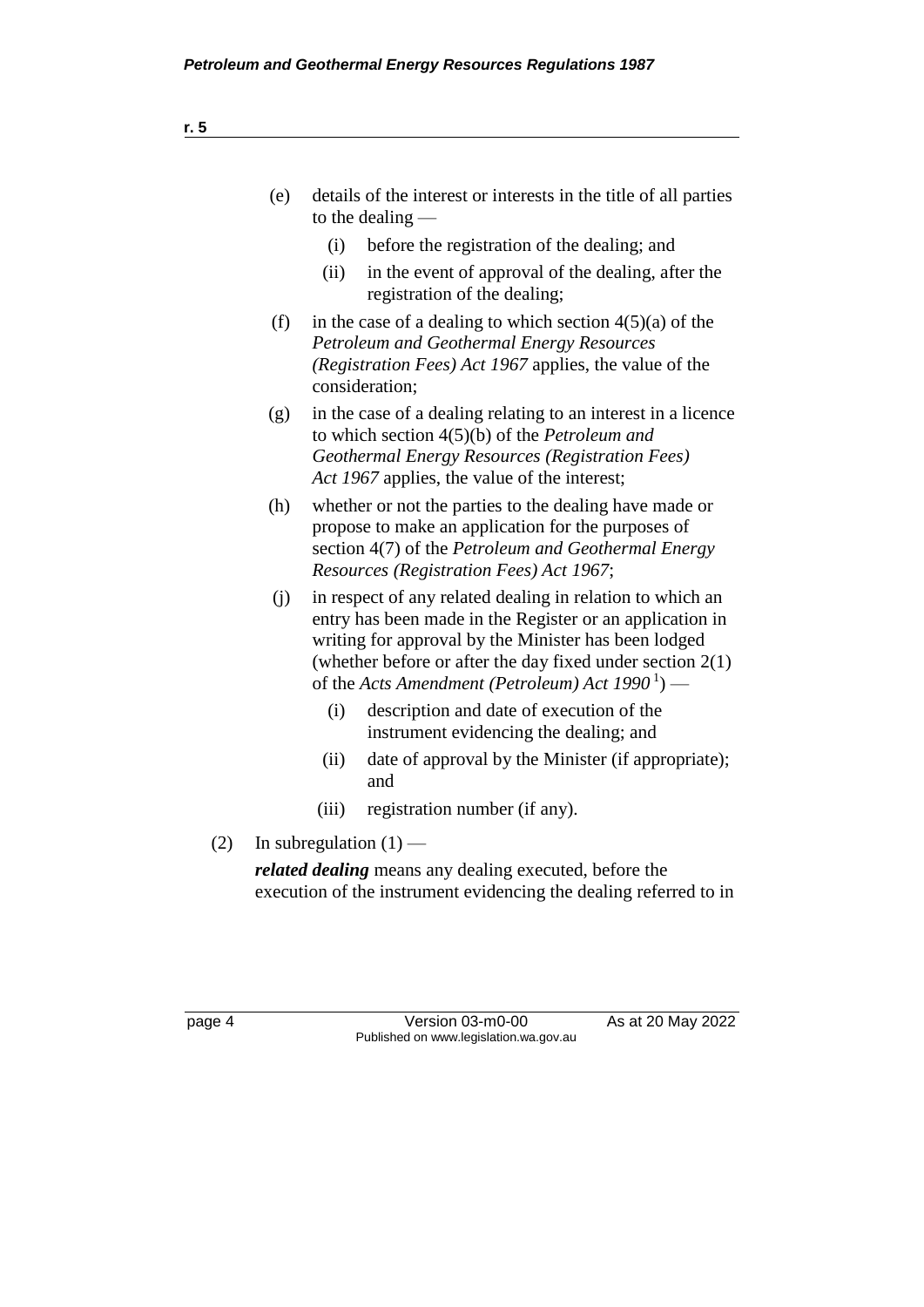(e) details of the interest or interests in the title of all parties to the dealing —

  (i) before the registration of the dealing; and

  (ii) in the event of approval of the dealing, after the registration of the dealing;

(f) in the case of a dealing to which section 4(5)(a) of the *Petroleum and Geothermal Energy Resources (Registration Fees) Act 1967* applies, the value of the consideration;

(g) in the case of a dealing relating to an interest in a licence to which section 4(5)(b) of the *Petroleum and Geothermal Energy Resources (Registration Fees) Act 1967* applies, the value of the interest;

(h) whether or not the parties to the dealing have made or propose to make an application for the purposes of section 4(7) of the *Petroleum and Geothermal Energy Resources (Registration Fees) Act 1967*;

(j) in respect of any related dealing in relation to which an entry has been made in the Register or an application in writing for approval by the Minister has been lodged (whether before or after the day fixed under section 2(1) of the *Acts Amendment (Petroleum) Act 1990* [1]) —

  (i) description and date of execution of the instrument evidencing the dealing; and

  (ii) date of approval by the Minister (if appropriate); and

  (iii) registration number (if any).

(2) In subregulation (1) —

***related dealing*** means any dealing executed, before the execution of the instrument evidencing the dealing referred to in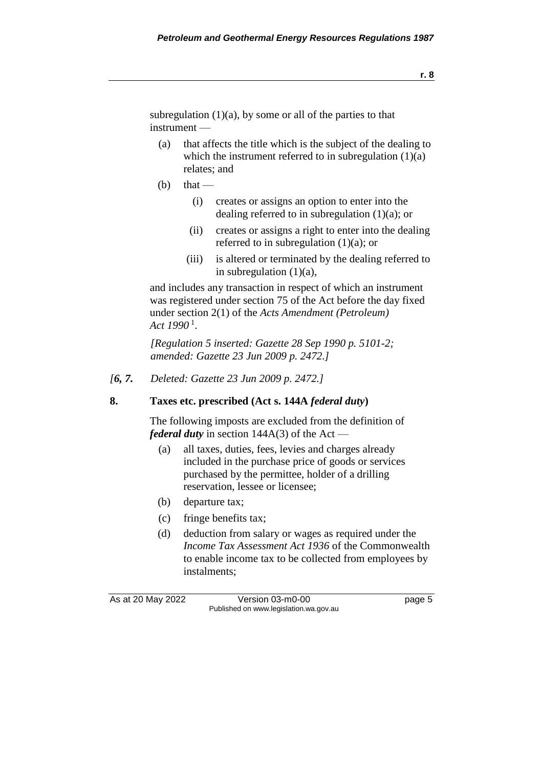subregulation (1)(a), by some or all of the parties to that instrument —

- (a) that affects the title which is the subject of the dealing to which the instrument referred to in subregulation (1)(a) relates; and
- (b) that —
  - (i) creates or assigns an option to enter into the dealing referred to in subregulation (1)(a); or
  - (ii) creates or assigns a right to enter into the dealing referred to in subregulation (1)(a); or
  - (iii) is altered or terminated by the dealing referred to in subregulation (1)(a),

and includes any transaction in respect of which an instrument was registered under section 75 of the Act before the day fixed under section 2(1) of the *Acts Amendment (Petroleum) Act 1990* [1].

*[Regulation 5 inserted: Gazette 28 Sep 1990 p. 5101-2; amended: Gazette 23 Jun 2009 p. 2472.]*

*[**6, 7.** Deleted: Gazette 23 Jun 2009 p. 2472.]*

**8. Taxes etc. prescribed (Act s. 144A *federal duty*)**

The following imposts are excluded from the definition of ***federal duty*** in section 144A(3) of the Act —

- (a) all taxes, duties, fees, levies and charges already included in the purchase price of goods or services purchased by the permittee, holder of a drilling reservation, lessee or licensee;
- (b) departure tax;
- (c) fringe benefits tax;
- (d) deduction from salary or wages as required under the *Income Tax Assessment Act 1936* of the Commonwealth to enable income tax to be collected from employees by instalments;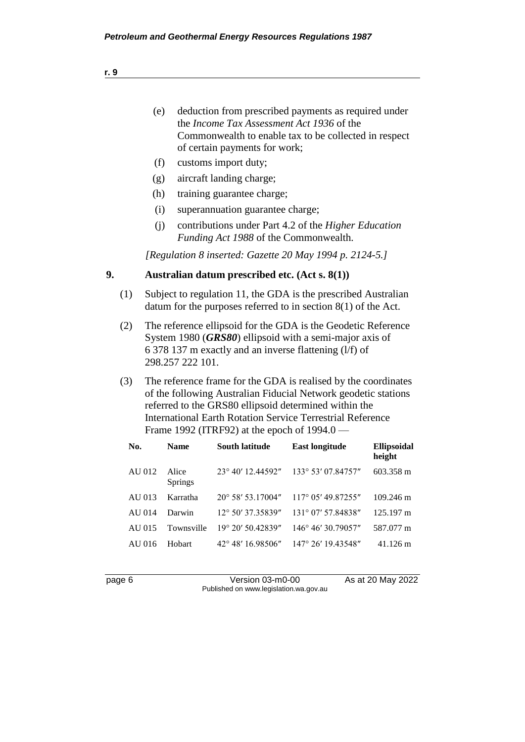(e) deduction from prescribed payments as required under the *Income Tax Assessment Act 1936* of the Commonwealth to enable tax to be collected in respect of certain payments for work;

(f) customs import duty;

(g) aircraft landing charge;

(h) training guarantee charge;

(i) superannuation guarantee charge;

(j) contributions under Part 4.2 of the *Higher Education Funding Act 1988* of the Commonwealth.

*[Regulation 8 inserted: Gazette 20 May 1994 p. 2124-5.]*

### 9. Australian datum prescribed etc. (Act s. 8(1))

(1) Subject to regulation 11, the GDA is the prescribed Australian datum for the purposes referred to in section 8(1) of the Act.

(2) The reference ellipsoid for the GDA is the Geodetic Reference System 1980 (***GRS80***) ellipsoid with a semi-major axis of 6 378 137 m exactly and an inverse flattening (l/f) of 298.257 222 101.

(3) The reference frame for the GDA is realised by the coordinates of the following Australian Fiducial Network geodetic stations referred to the GRS80 ellipsoid determined within the International Earth Rotation Service Terrestrial Reference Frame 1992 (ITRF92) at the epoch of 1994.0 —

| No. | Name | South latitude | East longitude | Ellipsoidal height |
|---|---|---|---|---|
| AU 012 | Alice Springs | 23° 40′ 12.44592″ | 133° 53′ 07.84757″ | 603.358 m |
| AU 013 | Karratha | 20° 58′ 53.17004″ | 117° 05′ 49.87255″ | 109.246 m |
| AU 014 | Darwin | 12° 50′ 37.35839″ | 131° 07′ 57.84838″ | 125.197 m |
| AU 015 | Townsville | 19° 20′ 50.42839″ | 146° 46′ 30.79057″ | 587.077 m |
| AU 016 | Hobart | 42° 48′ 16.98506″ | 147° 26′ 19.43548″ | 41.126 m |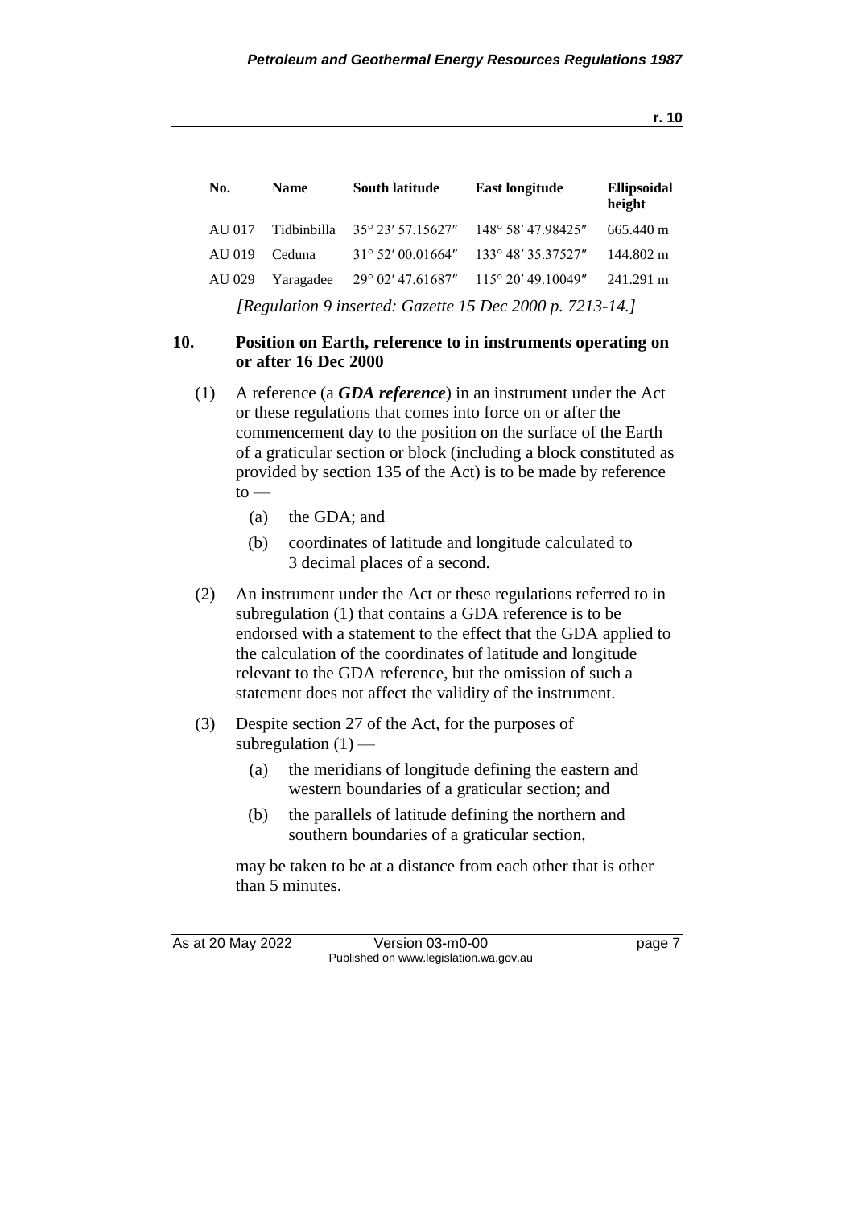| No. | Name | South latitude | East longitude | Ellipsoidal height |
|---|---|---|---|---|
| AU 017 | Tidbinbilla | 35° 23′ 57.15627″ | 148° 58′ 47.98425″ | 665.440 m |
| AU 019 | Ceduna | 31° 52′ 00.01664″ | 133° 48′ 35.37527″ | 144.802 m |
| AU 029 | Yaragadee | 29° 02′ 47.61687″ | 115° 20′ 49.10049″ | 241.291 m |

*[Regulation 9 inserted: Gazette 15 Dec 2000 p. 7213-14.]*

## 10. Position on Earth, reference to in instruments operating on or after 16 Dec 2000

(1) A reference (a ***GDA reference***) in an instrument under the Act or these regulations that comes into force on or after the commencement day to the position on the surface of the Earth of a graticular section or block (including a block constituted as provided by section 135 of the Act) is to be made by reference to —

- (a) the GDA; and
- (b) coordinates of latitude and longitude calculated to 3 decimal places of a second.

(2) An instrument under the Act or these regulations referred to in subregulation (1) that contains a GDA reference is to be endorsed with a statement to the effect that the GDA applied to the calculation of the coordinates of latitude and longitude relevant to the GDA reference, but the omission of such a statement does not affect the validity of the instrument.

(3) Despite section 27 of the Act, for the purposes of subregulation (1) —

- (a) the meridians of longitude defining the eastern and western boundaries of a graticular section; and
- (b) the parallels of latitude defining the northern and southern boundaries of a graticular section,

may be taken to be at a distance from each other that is other than 5 minutes.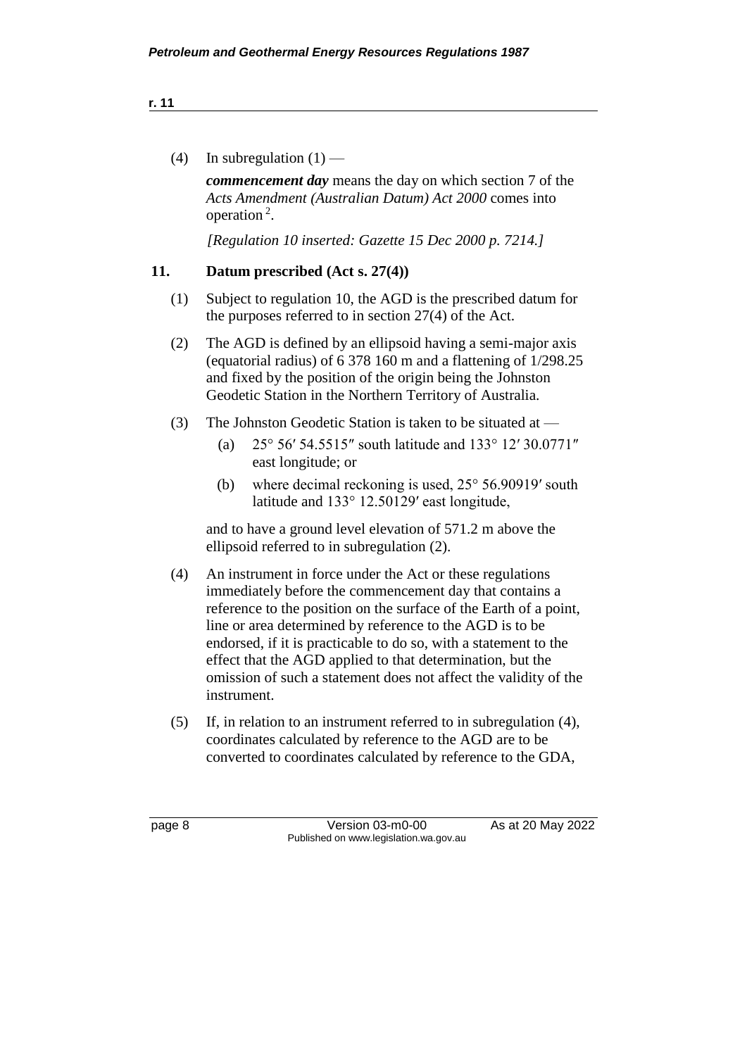(4) In subregulation (1) —

***commencement day*** means the day on which section 7 of the *Acts Amendment (Australian Datum) Act 2000* comes into operation [2].

*[Regulation 10 inserted: Gazette 15 Dec 2000 p. 7214.]*

## 11. Datum prescribed (Act s. 27(4))

(1) Subject to regulation 10, the AGD is the prescribed datum for the purposes referred to in section 27(4) of the Act.

(2) The AGD is defined by an ellipsoid having a semi-major axis (equatorial radius) of 6 378 160 m and a flattening of 1/298.25 and fixed by the position of the origin being the Johnston Geodetic Station in the Northern Territory of Australia.

(3) The Johnston Geodetic Station is taken to be situated at —

- (a) 25° 56′ 54.5515″ south latitude and 133° 12′ 30.0771″ east longitude; or
- (b) where decimal reckoning is used, 25° 56.90919′ south latitude and 133° 12.50129′ east longitude,

and to have a ground level elevation of 571.2 m above the ellipsoid referred to in subregulation (2).

(4) An instrument in force under the Act or these regulations immediately before the commencement day that contains a reference to the position on the surface of the Earth of a point, line or area determined by reference to the AGD is to be endorsed, if it is practicable to do so, with a statement to the effect that the AGD applied to that determination, but the omission of such a statement does not affect the validity of the instrument.

(5) If, in relation to an instrument referred to in subregulation (4), coordinates calculated by reference to the AGD are to be converted to coordinates calculated by reference to the GDA,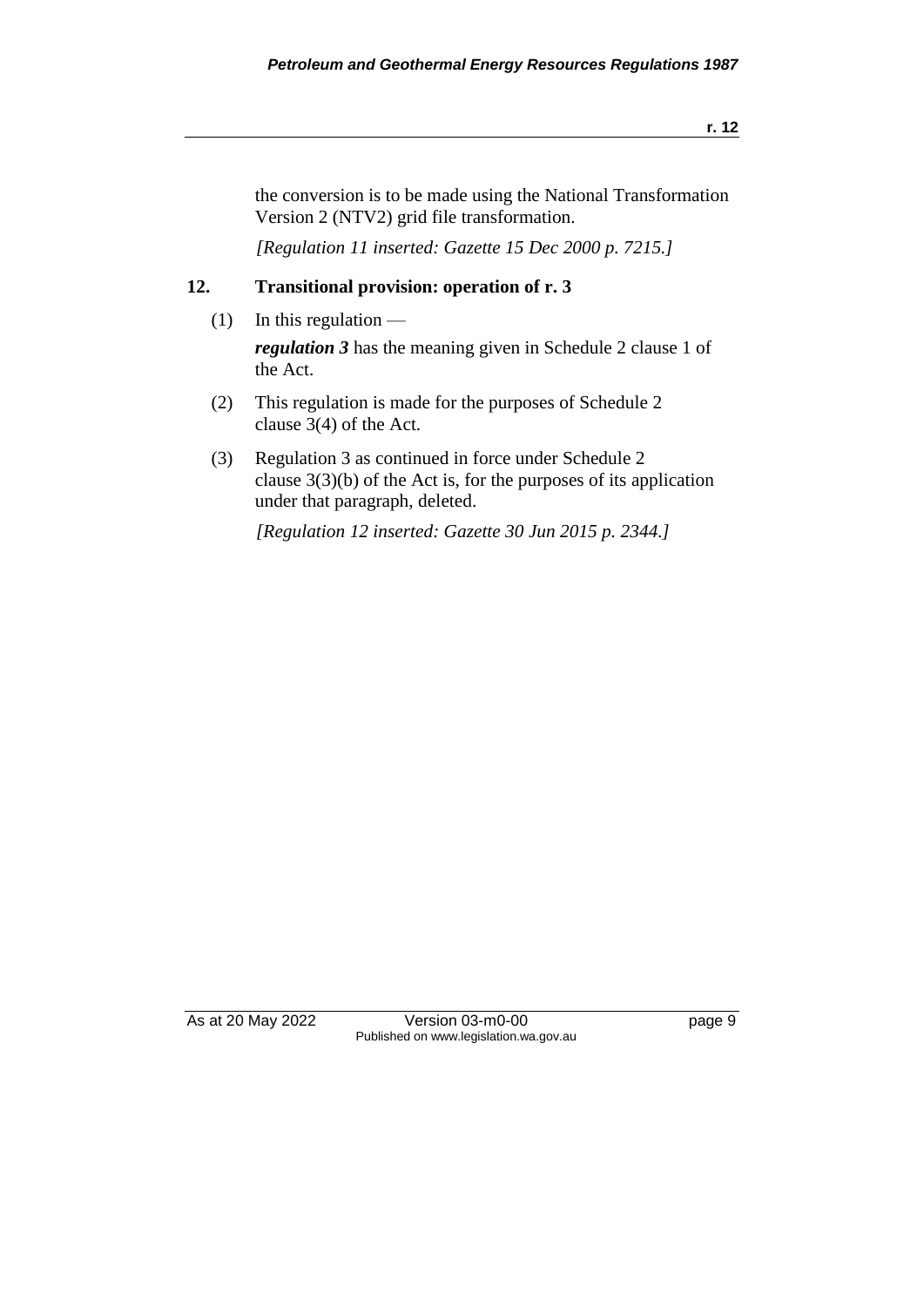the conversion is to be made using the National Transformation Version 2 (NTV2) grid file transformation.

*[Regulation 11 inserted: Gazette 15 Dec 2000 p. 7215.]*

## 12. Transitional provision: operation of r. 3

(1) In this regulation —

***regulation 3*** has the meaning given in Schedule 2 clause 1 of the Act.

(2) This regulation is made for the purposes of Schedule 2 clause 3(4) of the Act.

(3) Regulation 3 as continued in force under Schedule 2 clause 3(3)(b) of the Act is, for the purposes of its application under that paragraph, deleted.

*[Regulation 12 inserted: Gazette 30 Jun 2015 p. 2344.]*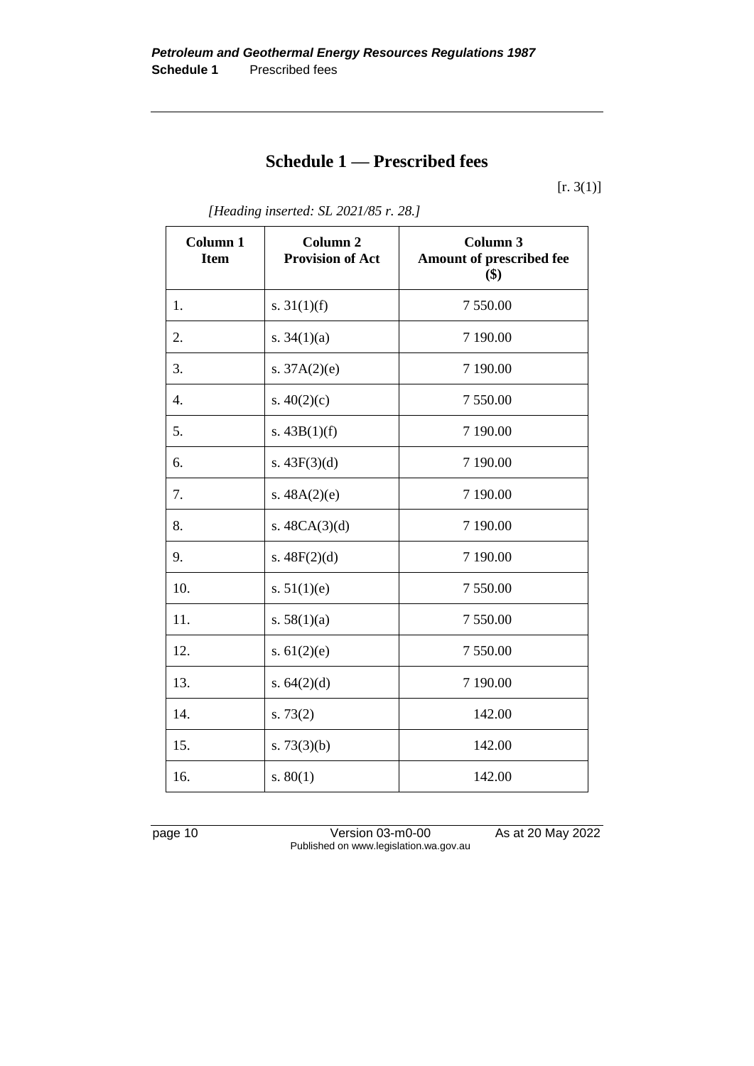# Schedule 1 — Prescribed fees

[r. 3(1)]

*[Heading inserted: SL 2021/85 r. 28.]*

| Column 1 Item | Column 2 Provision of Act | Column 3 Amount of prescribed fee ($) |
|---|---|---|
| 1. | s. 31(1)(f) | 7 550.00 |
| 2. | s. 34(1)(a) | 7 190.00 |
| 3. | s. 37A(2)(e) | 7 190.00 |
| 4. | s. 40(2)(c) | 7 550.00 |
| 5. | s. 43B(1)(f) | 7 190.00 |
| 6. | s. 43F(3)(d) | 7 190.00 |
| 7. | s. 48A(2)(e) | 7 190.00 |
| 8. | s. 48CA(3)(d) | 7 190.00 |
| 9. | s. 48F(2)(d) | 7 190.00 |
| 10. | s. 51(1)(e) | 7 550.00 |
| 11. | s. 58(1)(a) | 7 550.00 |
| 12. | s. 61(2)(e) | 7 550.00 |
| 13. | s. 64(2)(d) | 7 190.00 |
| 14. | s. 73(2) | 142.00 |
| 15. | s. 73(3)(b) | 142.00 |
| 16. | s. 80(1) | 142.00 |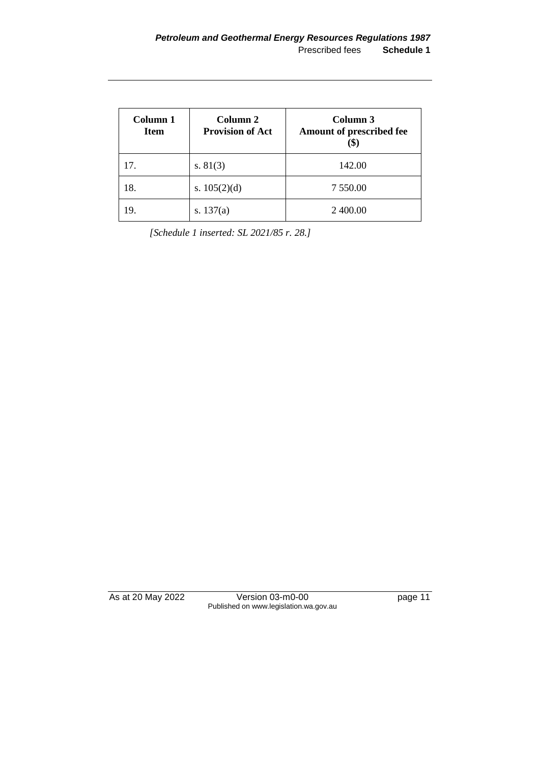| Column 1<br>Item | Column 2<br>Provision of Act | Column 3<br>Amount of prescribed fee<br>($) |
|---|---|---|
| 17. | s. 81(3) | 142.00 |
| 18. | s. 105(2)(d) | 7 550.00 |
| 19. | s. 137(a) | 2 400.00 |

*[Schedule 1 inserted: SL 2021/85 r. 28.]*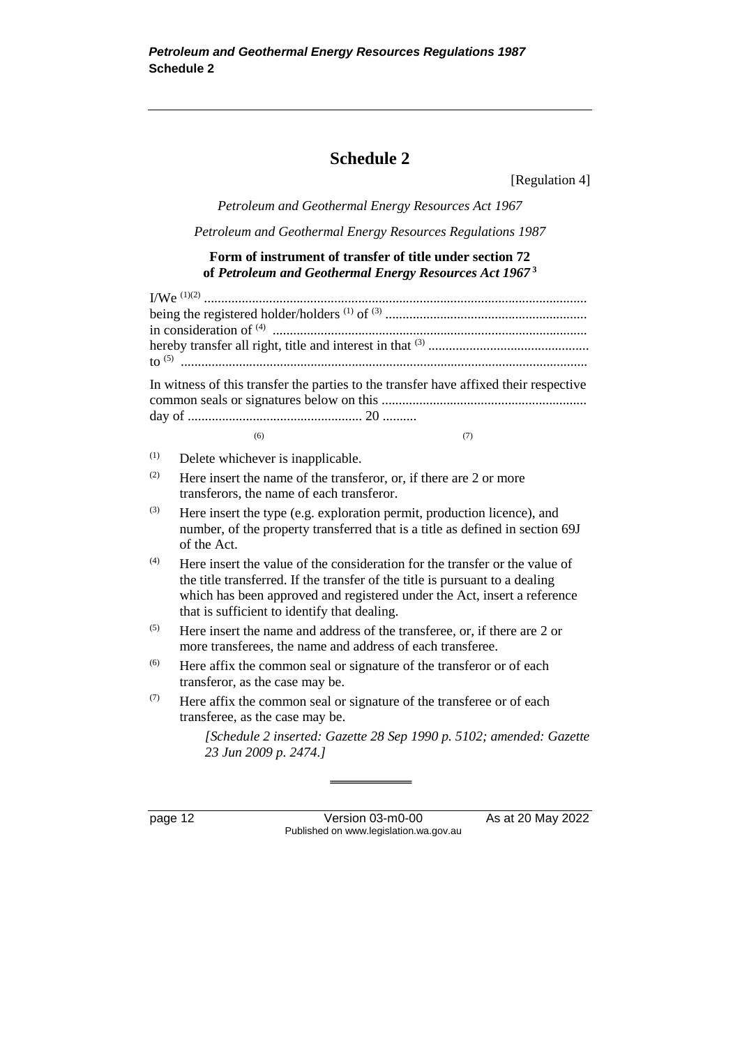# Schedule 2

[Regulation 4]

*Petroleum and Geothermal Energy Resources Act 1967*

*Petroleum and Geothermal Energy Resources Regulations 1987*

**Form of instrument of transfer of title under section 72 of *Petroleum and Geothermal Energy Resources Act 1967*** [3]

I/We [(1)(2)] ...............................................................................................................
being the registered holder/holders [(1)] of [(3)] ..........................................................
in consideration of [(4)] ..........................................................................................
hereby transfer all right, title and interest in that [(3)] ..............................................
to [(5)] .....................................................................................................................

In witness of this transfer the parties to the transfer have affixed their respective common seals or signatures below on this ........................................................... day of .................................................. 20 ..........

(6) (7)

(1) Delete whichever is inapplicable.

(2) Here insert the name of the transferor, or, if there are 2 or more transferors, the name of each transferor.

(3) Here insert the type (e.g. exploration permit, production licence), and number, of the property transferred that is a title as defined in section 69J of the Act.

(4) Here insert the value of the consideration for the transfer or the value of the title transferred. If the transfer of the title is pursuant to a dealing which has been approved and registered under the Act, insert a reference that is sufficient to identify that dealing.

(5) Here insert the name and address of the transferee, or, if there are 2 or more transferees, the name and address of each transferee.

(6) Here affix the common seal or signature of the transferor or of each transferor, as the case may be.

(7) Here affix the common seal or signature of the transferee or of each transferee, as the case may be.

*[Schedule 2 inserted: Gazette 28 Sep 1990 p. 5102; amended: Gazette 23 Jun 2009 p. 2474.]*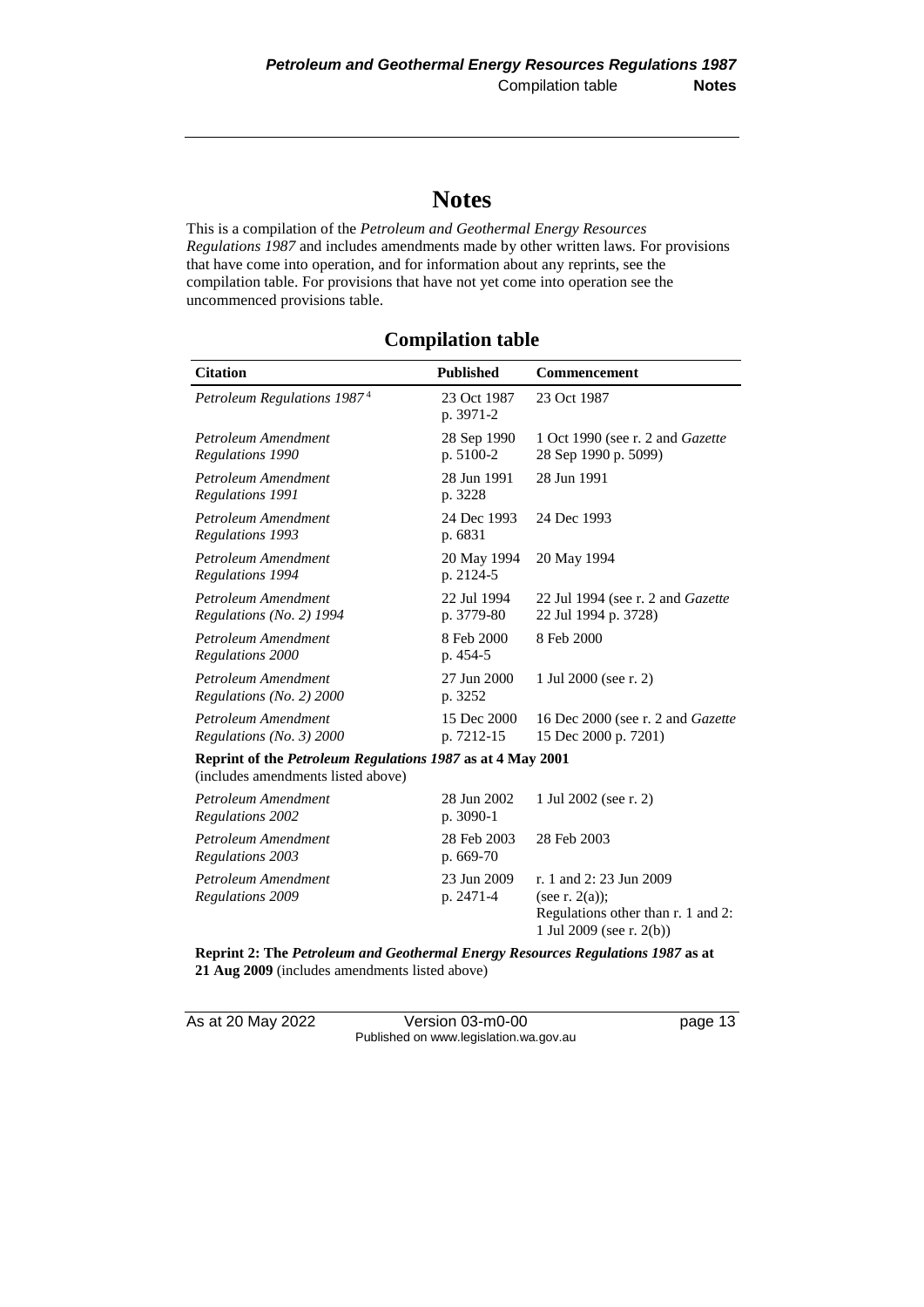# Notes

This is a compilation of the *Petroleum and Geothermal Energy Resources Regulations 1987* and includes amendments made by other written laws. For provisions that have come into operation, and for information about any reprints, see the compilation table. For provisions that have not yet come into operation see the uncommenced provisions table.

## Compilation table

| Citation | Published | Commencement |
|---|---|---|
| *Petroleum Regulations 1987* [4] | 23 Oct 1987 p. 3971-2 | 23 Oct 1987 |
| *Petroleum Amendment Regulations 1990* | 28 Sep 1990 p. 5100-2 | 1 Oct 1990 (see r. 2 and *Gazette* 28 Sep 1990 p. 5099) |
| *Petroleum Amendment Regulations 1991* | 28 Jun 1991 p. 3228 | 28 Jun 1991 |
| *Petroleum Amendment Regulations 1993* | 24 Dec 1993 p. 6831 | 24 Dec 1993 |
| *Petroleum Amendment Regulations 1994* | 20 May 1994 p. 2124-5 | 20 May 1994 |
| *Petroleum Amendment Regulations (No. 2) 1994* | 22 Jul 1994 p. 3779-80 | 22 Jul 1994 (see r. 2 and *Gazette* 22 Jul 1994 p. 3728) |
| *Petroleum Amendment Regulations 2000* | 8 Feb 2000 p. 454-5 | 8 Feb 2000 |
| *Petroleum Amendment Regulations (No. 2) 2000* | 27 Jun 2000 p. 3252 | 1 Jul 2000 (see r. 2) |
| *Petroleum Amendment Regulations (No. 3) 2000* | 15 Dec 2000 p. 7212-15 | 16 Dec 2000 (see r. 2 and *Gazette* 15 Dec 2000 p. 7201) |
| **Reprint of the *Petroleum Regulations 1987* as at 4 May 2001** (includes amendments listed above) | | |
| *Petroleum Amendment Regulations 2002* | 28 Jun 2002 p. 3090-1 | 1 Jul 2002 (see r. 2) |
| *Petroleum Amendment Regulations 2003* | 28 Feb 2003 p. 669-70 | 28 Feb 2003 |
| *Petroleum Amendment Regulations 2009* | 23 Jun 2009 p. 2471-4 | r. 1 and 2: 23 Jun 2009 (see r. 2(a)); Regulations other than r. 1 and 2: 1 Jul 2009 (see r. 2(b)) |
| **Reprint 2: The *Petroleum and Geothermal Energy Resources Regulations 1987* as at 21 Aug 2009** (includes amendments listed above) | | |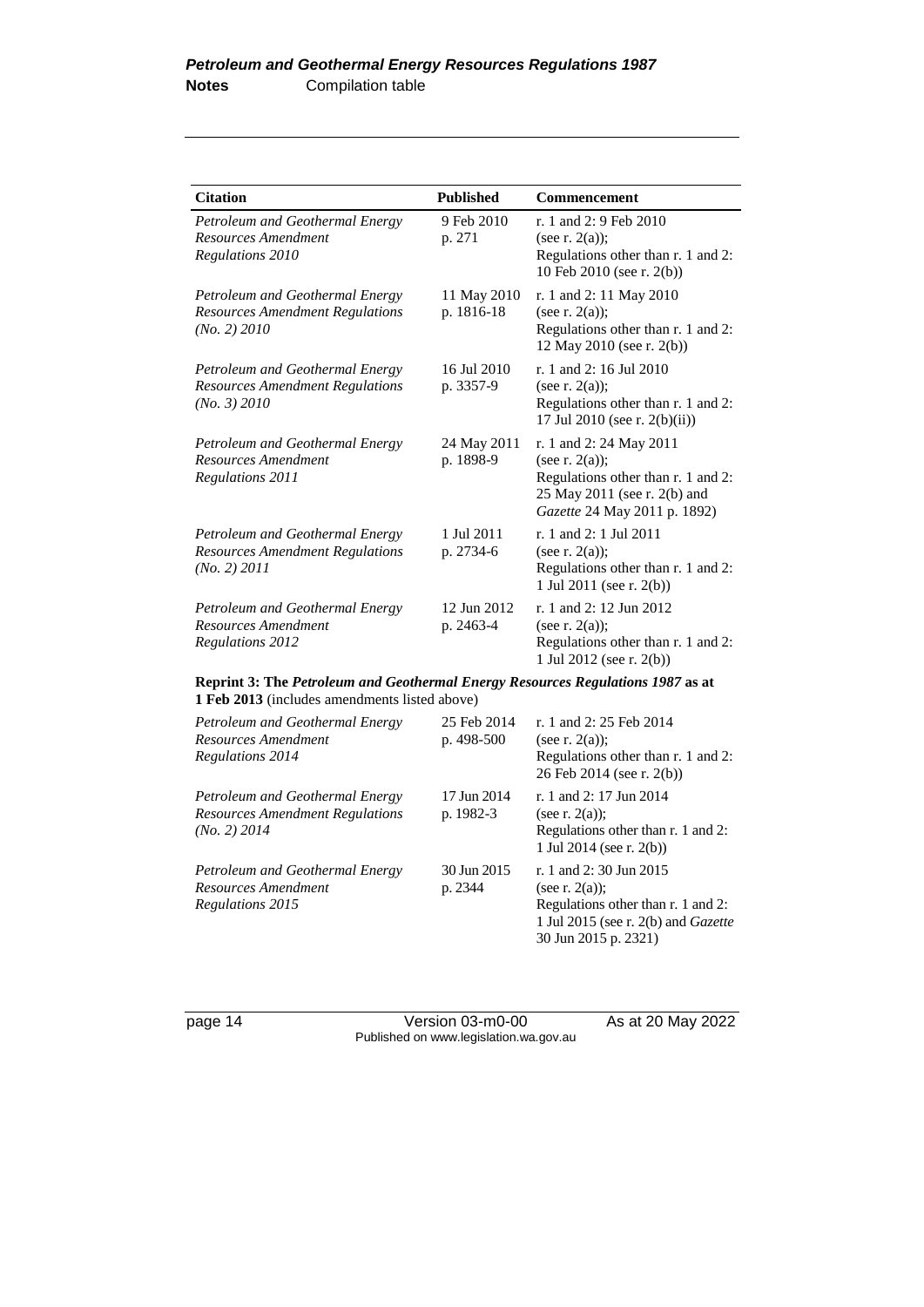| Citation | Published | Commencement |
|---|---|---|
| *Petroleum and Geothermal Energy Resources Amendment Regulations 2010* | 9 Feb 2010 p. 271 | r. 1 and 2: 9 Feb 2010 (see r. 2(a)); Regulations other than r. 1 and 2: 10 Feb 2010 (see r. 2(b)) |
| *Petroleum and Geothermal Energy Resources Amendment Regulations (No. 2) 2010* | 11 May 2010 p. 1816-18 | r. 1 and 2: 11 May 2010 (see r. 2(a)); Regulations other than r. 1 and 2: 12 May 2010 (see r. 2(b)) |
| *Petroleum and Geothermal Energy Resources Amendment Regulations (No. 3) 2010* | 16 Jul 2010 p. 3357-9 | r. 1 and 2: 16 Jul 2010 (see r. 2(a)); Regulations other than r. 1 and 2: 17 Jul 2010 (see r. 2(b)(ii)) |
| *Petroleum and Geothermal Energy Resources Amendment Regulations 2011* | 24 May 2011 p. 1898-9 | r. 1 and 2: 24 May 2011 (see r. 2(a)); Regulations other than r. 1 and 2: 25 May 2011 (see r. 2(b) and *Gazette* 24 May 2011 p. 1892) |
| *Petroleum and Geothermal Energy Resources Amendment Regulations (No. 2) 2011* | 1 Jul 2011 p. 2734-6 | r. 1 and 2: 1 Jul 2011 (see r. 2(a)); Regulations other than r. 1 and 2: 1 Jul 2011 (see r. 2(b)) |
| *Petroleum and Geothermal Energy Resources Amendment Regulations 2012* | 12 Jun 2012 p. 2463-4 | r. 1 and 2: 12 Jun 2012 (see r. 2(a)); Regulations other than r. 1 and 2: 1 Jul 2012 (see r. 2(b)) |
| **Reprint 3: The *Petroleum and Geothermal Energy Resources Regulations 1987* as at 1 Feb 2013** (includes amendments listed above) | | |
| *Petroleum and Geothermal Energy Resources Amendment Regulations 2014* | 25 Feb 2014 p. 498-500 | r. 1 and 2: 25 Feb 2014 (see r. 2(a)); Regulations other than r. 1 and 2: 26 Feb 2014 (see r. 2(b)) |
| *Petroleum and Geothermal Energy Resources Amendment Regulations (No. 2) 2014* | 17 Jun 2014 p. 1982-3 | r. 1 and 2: 17 Jun 2014 (see r. 2(a)); Regulations other than r. 1 and 2: 1 Jul 2014 (see r. 2(b)) |
| *Petroleum and Geothermal Energy Resources Amendment Regulations 2015* | 30 Jun 2015 p. 2344 | r. 1 and 2: 30 Jun 2015 (see r. 2(a)); Regulations other than r. 1 and 2: 1 Jul 2015 (see r. 2(b) and *Gazette* 30 Jun 2015 p. 2321) |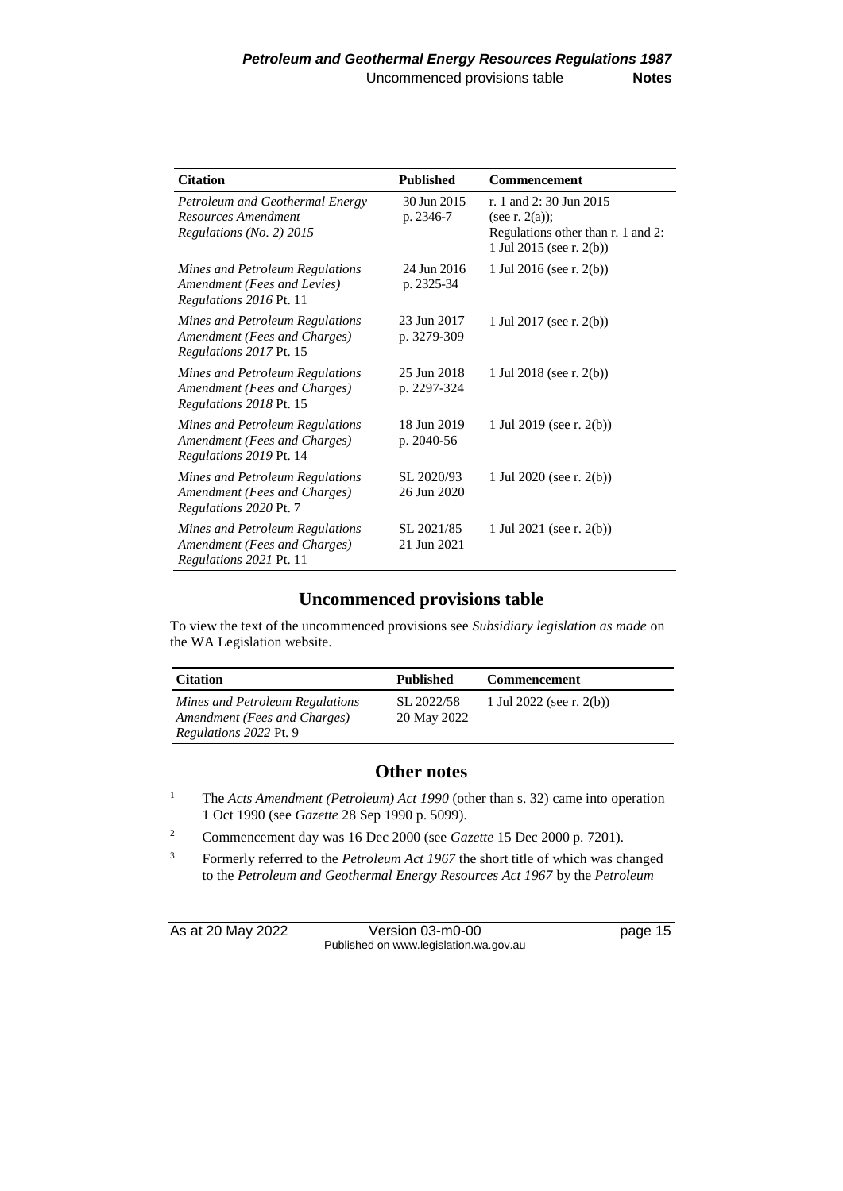| Citation | Published | Commencement |
|---|---|---|
| *Petroleum and Geothermal Energy Resources Amendment Regulations (No. 2) 2015* | 30 Jun 2015 p. 2346-7 | r. 1 and 2: 30 Jun 2015 (see r. 2(a)); Regulations other than r. 1 and 2: 1 Jul 2015 (see r. 2(b)) |
| *Mines and Petroleum Regulations Amendment (Fees and Levies) Regulations 2016* Pt. 11 | 24 Jun 2016 p. 2325-34 | 1 Jul 2016 (see r. 2(b)) |
| *Mines and Petroleum Regulations Amendment (Fees and Charges) Regulations 2017* Pt. 15 | 23 Jun 2017 p. 3279-309 | 1 Jul 2017 (see r. 2(b)) |
| *Mines and Petroleum Regulations Amendment (Fees and Charges) Regulations 2018* Pt. 15 | 25 Jun 2018 p. 2297-324 | 1 Jul 2018 (see r. 2(b)) |
| *Mines and Petroleum Regulations Amendment (Fees and Charges) Regulations 2019* Pt. 14 | 18 Jun 2019 p. 2040-56 | 1 Jul 2019 (see r. 2(b)) |
| *Mines and Petroleum Regulations Amendment (Fees and Charges) Regulations 2020* Pt. 7 | SL 2020/93 26 Jun 2020 | 1 Jul 2020 (see r. 2(b)) |
| *Mines and Petroleum Regulations Amendment (Fees and Charges) Regulations 2021* Pt. 11 | SL 2021/85 21 Jun 2021 | 1 Jul 2021 (see r. 2(b)) |

## Uncommenced provisions table

To view the text of the uncommenced provisions see *Subsidiary legislation as made* on the WA Legislation website.

| Citation | Published | Commencement |
|---|---|---|
| *Mines and Petroleum Regulations Amendment (Fees and Charges) Regulations 2022* Pt. 9 | SL 2022/58 20 May 2022 | 1 Jul 2022 (see r. 2(b)) |

## Other notes

[1] The *Acts Amendment (Petroleum) Act 1990* (other than s. 32) came into operation 1 Oct 1990 (see *Gazette* 28 Sep 1990 p. 5099).

[2] Commencement day was 16 Dec 2000 (see *Gazette* 15 Dec 2000 p. 7201).

[3] Formerly referred to the *Petroleum Act 1967* the short title of which was changed to the *Petroleum and Geothermal Energy Resources Act 1967* by the *Petroleum*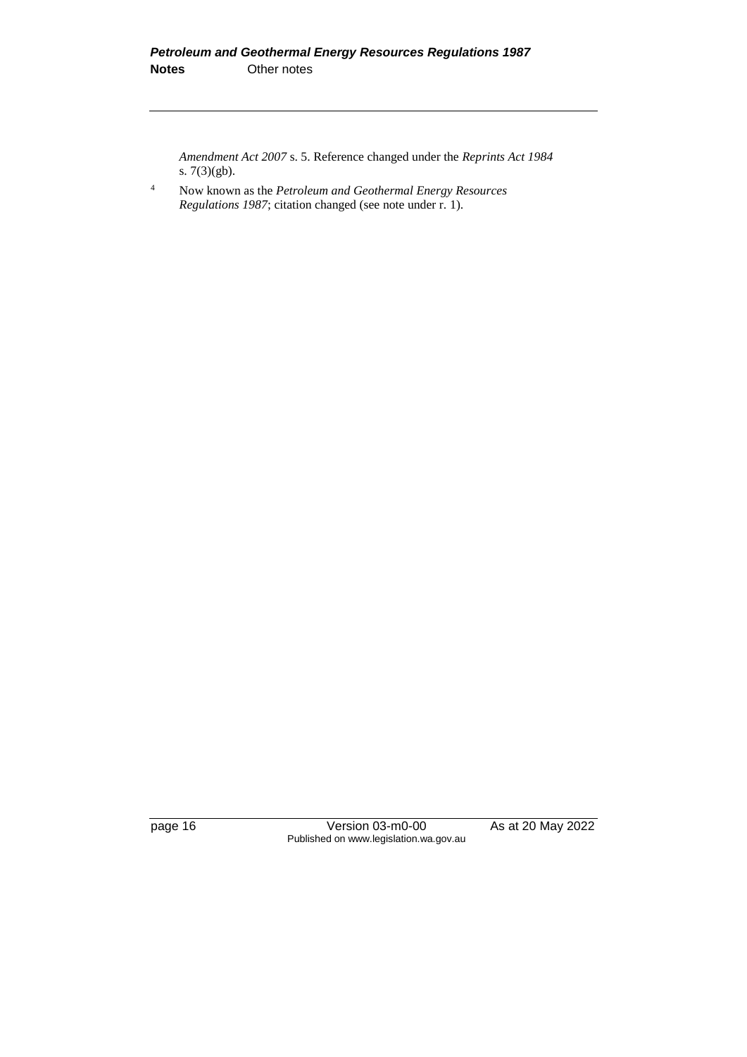*Amendment Act 2007* s. 5. Reference changed under the *Reprints Act 1984* s. 7(3)(gb).

[4] Now known as the *Petroleum and Geothermal Energy Resources Regulations 1987*; citation changed (see note under r. 1).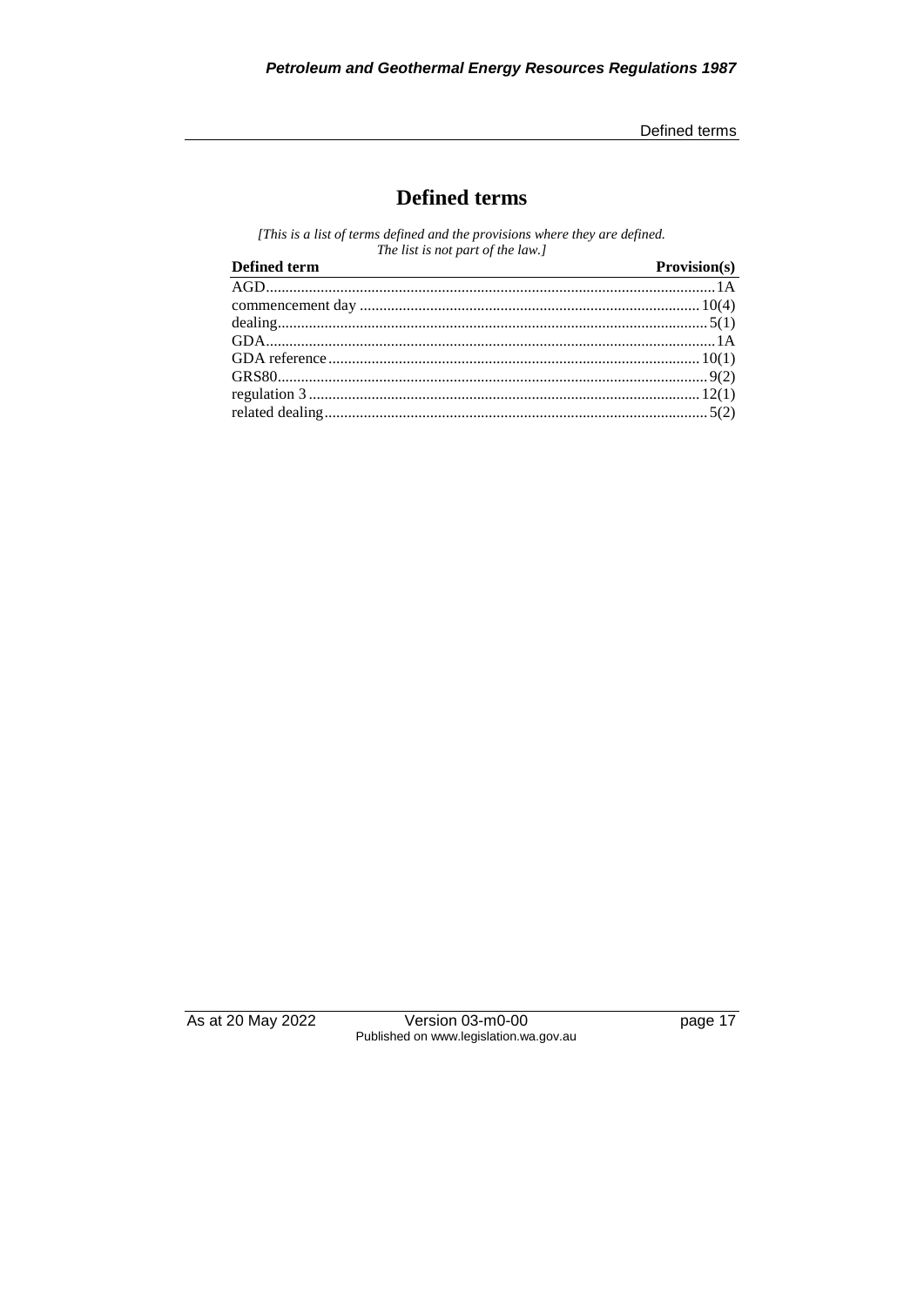# Defined terms

*[This is a list of terms defined and the provisions where they are defined. The list is not part of the law.]*

| Defined term | Provision(s) |
|---|---|
| AGD | 1A |
| commencement day | 10(4) |
| dealing | 5(1) |
| GDA | 1A |
| GDA reference | 10(1) |
| GRS80 | 9(2) |
| regulation 3 | 12(1) |
| related dealing | 5(2) |